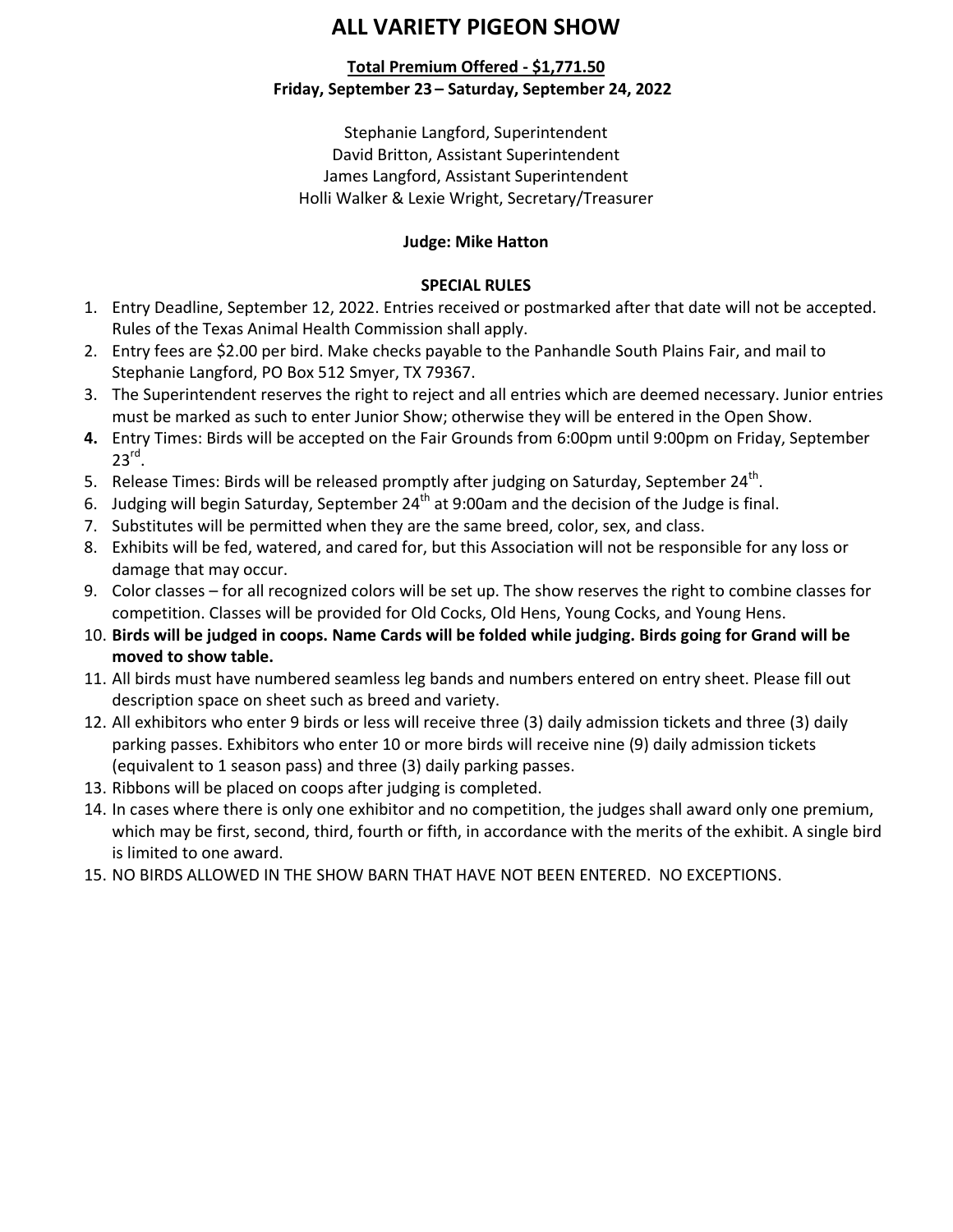# ALL VARIETY PIGEON SHOW

**Total Premium Offered - $1,771.50**
**Friday, September 23 – Saturday, September 24, 2022**

Stephanie Langford, Superintendent
David Britton, Assistant Superintendent
James Langford, Assistant Superintendent
Holli Walker & Lexie Wright, Secretary/Treasurer

**Judge: Mike Hatton**

## SPECIAL RULES

1. Entry Deadline, September 12, 2022. Entries received or postmarked after that date will not be accepted. Rules of the Texas Animal Health Commission shall apply.
2. Entry fees are $2.00 per bird. Make checks payable to the Panhandle South Plains Fair, and mail to Stephanie Langford, PO Box 512 Smyer, TX 79367.
3. The Superintendent reserves the right to reject and all entries which are deemed necessary. Junior entries must be marked as such to enter Junior Show; otherwise they will be entered in the Open Show.
4. Entry Times: Birds will be accepted on the Fair Grounds from 6:00pm until 9:00pm on Friday, September 23rd.
5. Release Times: Birds will be released promptly after judging on Saturday, September 24th.
6. Judging will begin Saturday, September 24th at 9:00am and the decision of the Judge is final.
7. Substitutes will be permitted when they are the same breed, color, sex, and class.
8. Exhibits will be fed, watered, and cared for, but this Association will not be responsible for any loss or damage that may occur.
9. Color classes – for all recognized colors will be set up. The show reserves the right to combine classes for competition. Classes will be provided for Old Cocks, Old Hens, Young Cocks, and Young Hens.
10. **Birds will be judged in coops. Name Cards will be folded while judging. Birds going for Grand will be moved to show table.**
11. All birds must have numbered seamless leg bands and numbers entered on entry sheet. Please fill out description space on sheet such as breed and variety.
12. All exhibitors who enter 9 birds or less will receive three (3) daily admission tickets and three (3) daily parking passes. Exhibitors who enter 10 or more birds will receive nine (9) daily admission tickets (equivalent to 1 season pass) and three (3) daily parking passes.
13. Ribbons will be placed on coops after judging is completed.
14. In cases where there is only one exhibitor and no competition, the judges shall award only one premium, which may be first, second, third, fourth or fifth, in accordance with the merits of the exhibit. A single bird is limited to one award.
15. NO BIRDS ALLOWED IN THE SHOW BARN THAT HAVE NOT BEEN ENTERED. NO EXCEPTIONS.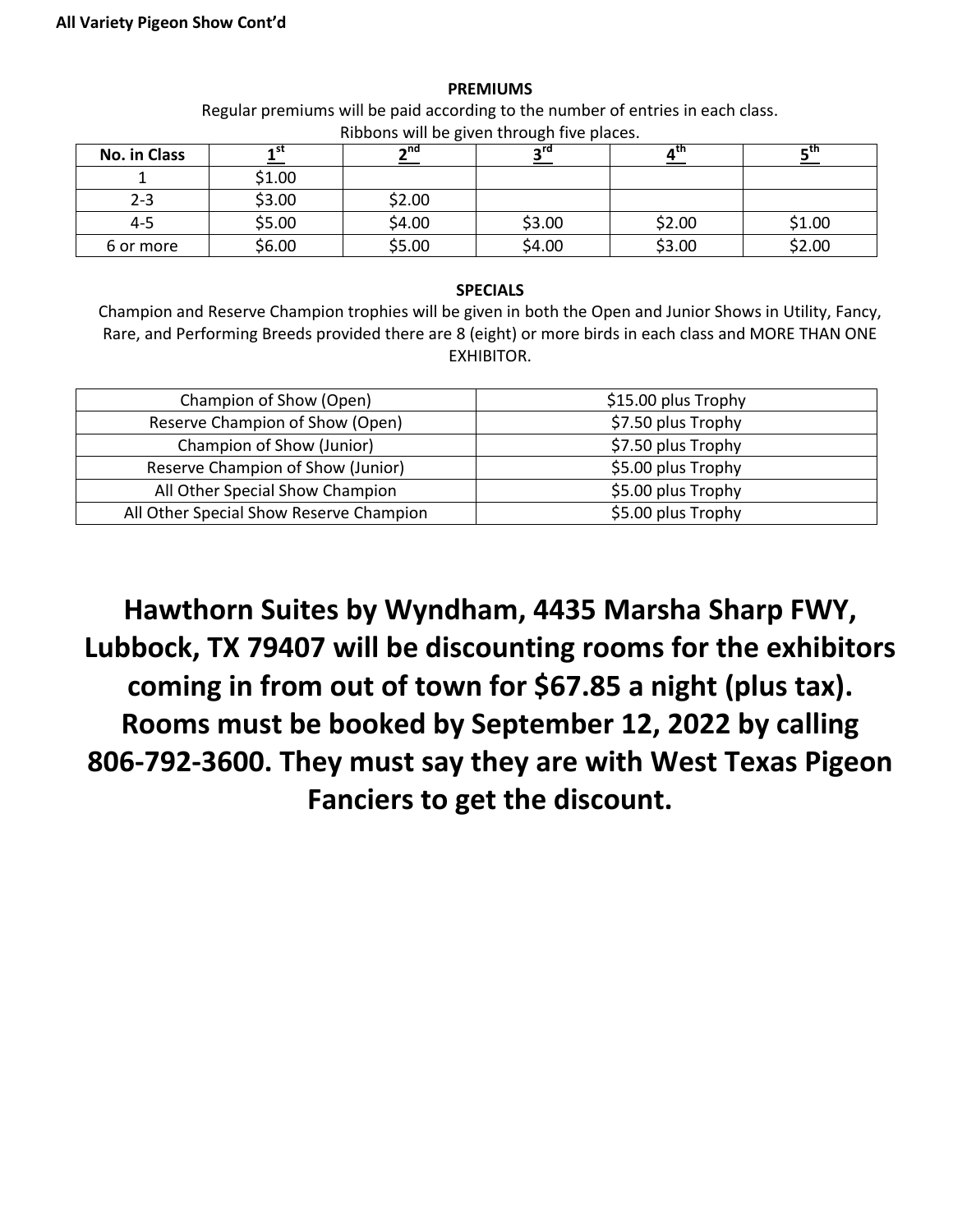**All Variety Pigeon Show Cont'd**

## PREMIUMS

Regular premiums will be paid according to the number of entries in each class.
Ribbons will be given through five places.

| No. in Class | 1st | 2nd | 3rd | 4th | 5th |
|---|---|---|---|---|---|
| 1 | $1.00 | | | | |
| 2-3 | $3.00 | $2.00 | | | |
| 4-5 | $5.00 | $4.00 | $3.00 | $2.00 | $1.00 |
| 6 or more | $6.00 | $5.00 | $4.00 | $3.00 | $2.00 |

## SPECIALS

Champion and Reserve Champion trophies will be given in both the Open and Junior Shows in Utility, Fancy, Rare, and Performing Breeds provided there are 8 (eight) or more birds in each class and MORE THAN ONE EXHIBITOR.

| Award | Prize |
|---|---|
| Champion of Show (Open) | $15.00 plus Trophy |
| Reserve Champion of Show (Open) | $7.50 plus Trophy |
| Champion of Show (Junior) | $7.50 plus Trophy |
| Reserve Champion of Show (Junior) | $5.00 plus Trophy |
| All Other Special Show Champion | $5.00 plus Trophy |
| All Other Special Show Reserve Champion | $5.00 plus Trophy |

**Hawthorn Suites by Wyndham, 4435 Marsha Sharp FWY, Lubbock, TX 79407 will be discounting rooms for the exhibitors coming in from out of town for $67.85 a night (plus tax). Rooms must be booked by September 12, 2022 by calling 806-792-3600. They must say they are with West Texas Pigeon Fanciers to get the discount.**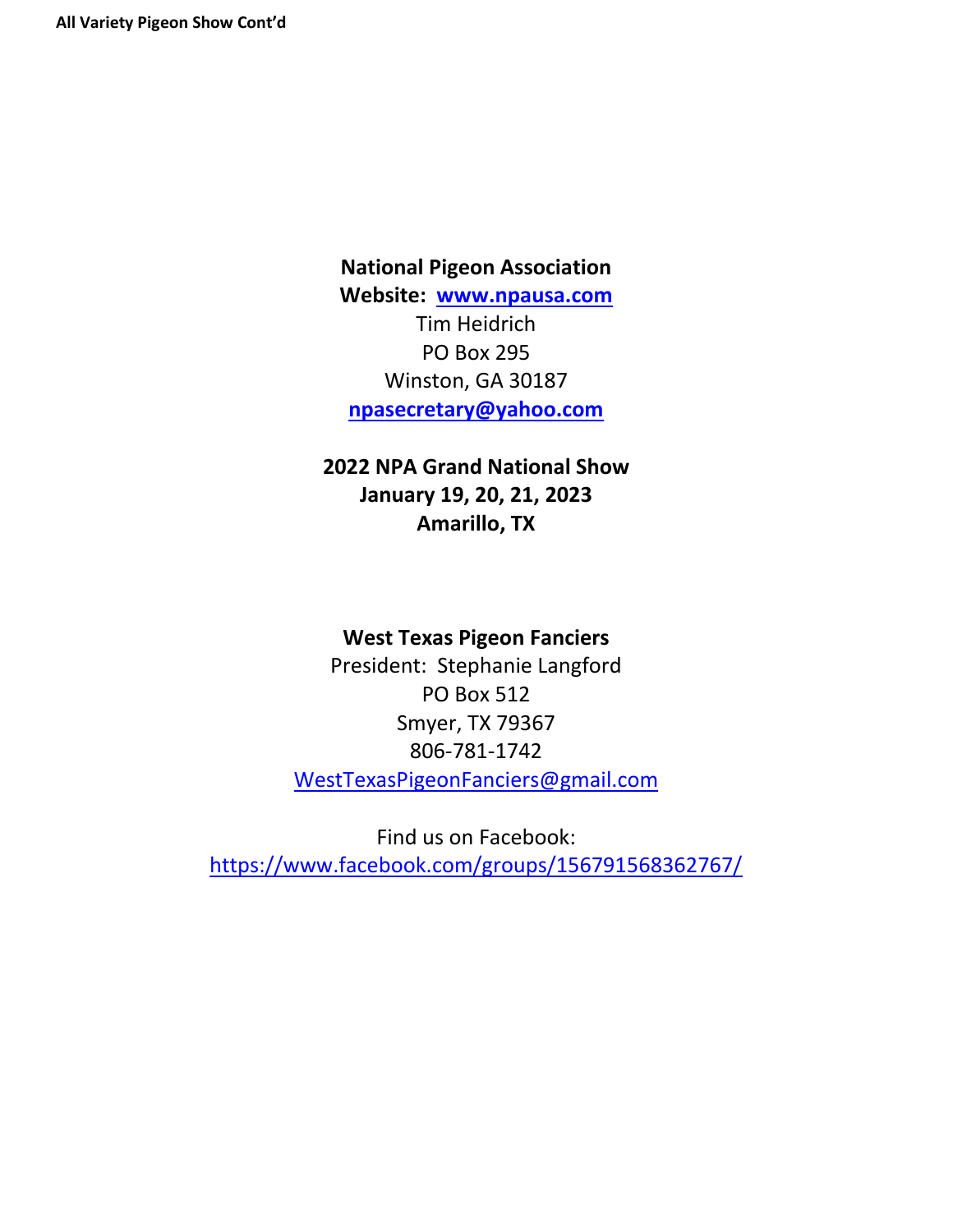**National Pigeon Association**
**Website: [www.npausa.com](http://www.npausa.com)**
Tim Heidrich
PO Box 295
Winston, GA 30187
**npasecretary@yahoo.com**

**2022 NPA Grand National Show**
**January 19, 20, 21, 2023**
**Amarillo, TX**

**West Texas Pigeon Fanciers**
President: Stephanie Langford
PO Box 512
Smyer, TX 79367
806-781-1742
WestTexasPigeonFanciers@gmail.com

Find us on Facebook:
https://www.facebook.com/groups/156791568362767/